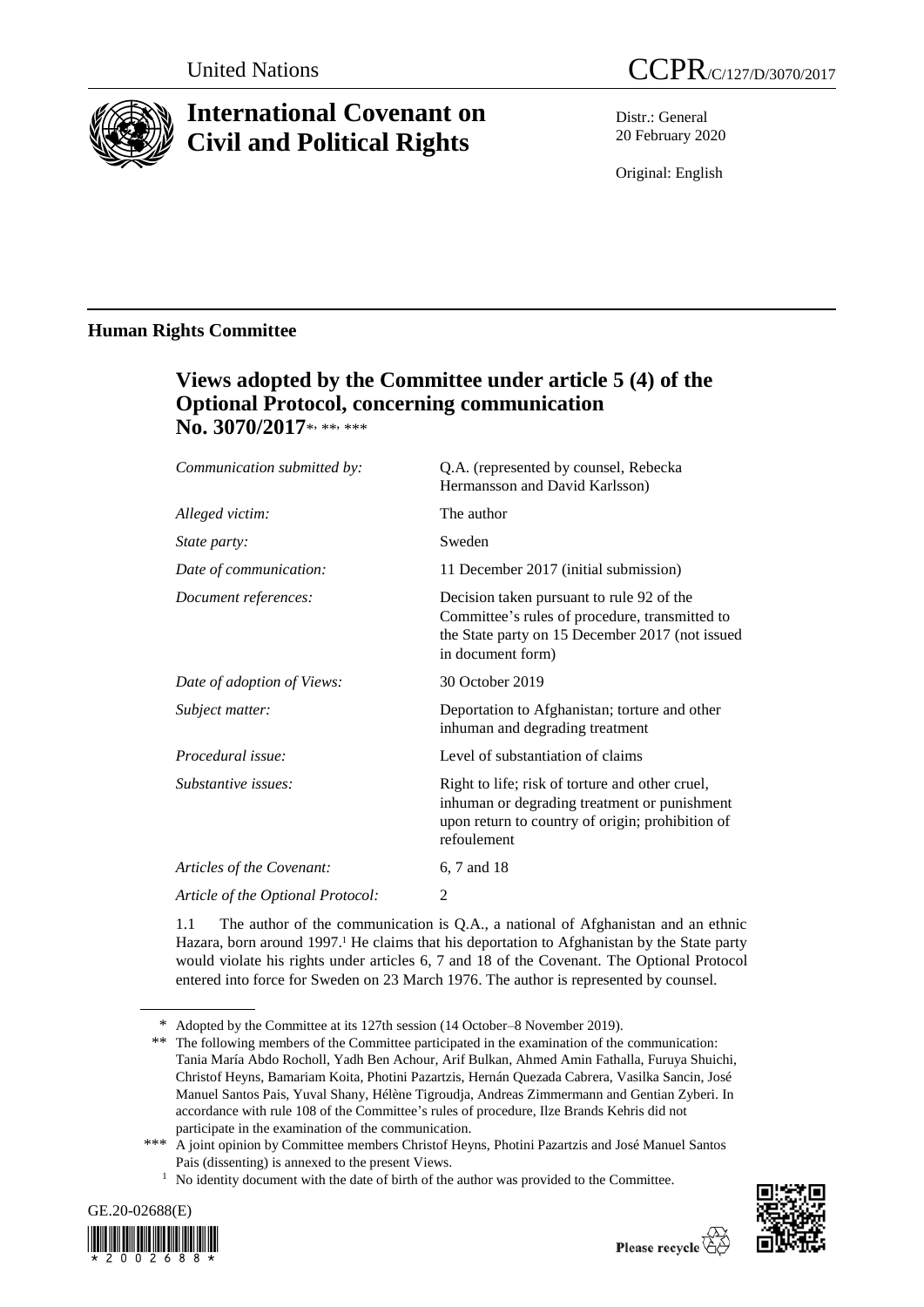United Nations | CCPR/C/127/D/3070/2017

# International Covenant on Civil and Political Rights

Distr.: General
20 February 2020

Original: English

## Human Rights Committee

### Views adopted by the Committee under article 5 (4) of the Optional Protocol, concerning communication No. 3070/2017*, **, ***

| | |
|---|---|
| *Communication submitted by:* | Q.A. (represented by counsel, Rebecka Hermansson and David Karlsson) |
| *Alleged victim:* | The author |
| *State party:* | Sweden |
| *Date of communication:* | 11 December 2017 (initial submission) |
| *Document references:* | Decision taken pursuant to rule 92 of the Committee's rules of procedure, transmitted to the State party on 15 December 2017 (not issued in document form) |
| *Date of adoption of Views:* | 30 October 2019 |
| *Subject matter:* | Deportation to Afghanistan; torture and other inhuman and degrading treatment |
| *Procedural issue:* | Level of substantiation of claims |
| *Substantive issues:* | Right to life; risk of torture and other cruel, inhuman or degrading treatment or punishment upon return to country of origin; prohibition of refoulement |
| *Articles of the Covenant:* | 6, 7 and 18 |
| *Article of the Optional Protocol:* | 2 |

1.1 The author of the communication is Q.A., a national of Afghanistan and an ethnic Hazara, born around 1997.[1] He claims that his deportation to Afghanistan by the State party would violate his rights under articles 6, 7 and 18 of the Covenant. The Optional Protocol entered into force for Sweden on 23 March 1976. The author is represented by counsel.

---

\* Adopted by the Committee at its 127th session (14 October–8 November 2019).

\*\* The following members of the Committee participated in the examination of the communication: Tania María Abdo Rocholl, Yadh Ben Achour, Arif Bulkan, Ahmed Amin Fathalla, Furuya Shuichi, Christof Heyns, Bamariam Koita, Photini Pazartzis, Hernán Quezada Cabrera, Vasilka Sancin, José Manuel Santos Pais, Yuval Shany, Hélène Tigroudja, Andreas Zimmermann and Gentian Zyberi. In accordance with rule 108 of the Committee's rules of procedure, Ilze Brands Kehris did not participate in the examination of the communication.

\*\*\* A joint opinion by Committee members Christof Heyns, Photini Pazartzis and José Manuel Santos Pais (dissenting) is annexed to the present Views.

[1] No identity document with the date of birth of the author was provided to the Committee.

GE.20-02688(E)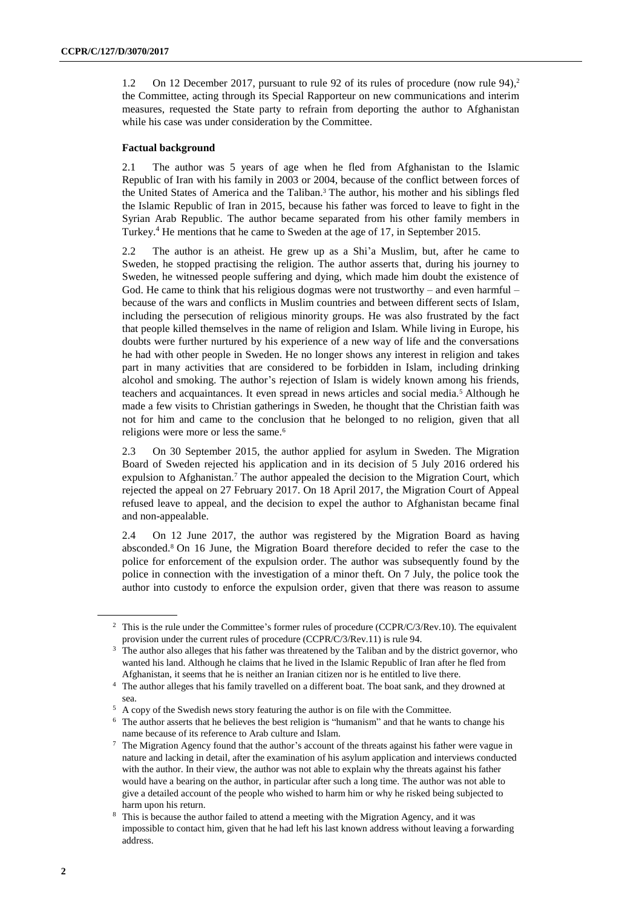1.2 On 12 December 2017, pursuant to rule 92 of its rules of procedure (now rule 94),[2] the Committee, acting through its Special Rapporteur on new communications and interim measures, requested the State party to refrain from deporting the author to Afghanistan while his case was under consideration by the Committee.

### Factual background

2.1 The author was 5 years of age when he fled from Afghanistan to the Islamic Republic of Iran with his family in 2003 or 2004, because of the conflict between forces of the United States of America and the Taliban.[3] The author, his mother and his siblings fled the Islamic Republic of Iran in 2015, because his father was forced to leave to fight in the Syrian Arab Republic. The author became separated from his other family members in Turkey.[4] He mentions that he came to Sweden at the age of 17, in September 2015.

2.2 The author is an atheist. He grew up as a Shi'a Muslim, but, after he came to Sweden, he stopped practising the religion. The author asserts that, during his journey to Sweden, he witnessed people suffering and dying, which made him doubt the existence of God. He came to think that his religious dogmas were not trustworthy – and even harmful – because of the wars and conflicts in Muslim countries and between different sects of Islam, including the persecution of religious minority groups. He was also frustrated by the fact that people killed themselves in the name of religion and Islam. While living in Europe, his doubts were further nurtured by his experience of a new way of life and the conversations he had with other people in Sweden. He no longer shows any interest in religion and takes part in many activities that are considered to be forbidden in Islam, including drinking alcohol and smoking. The author's rejection of Islam is widely known among his friends, teachers and acquaintances. It even spread in news articles and social media.[5] Although he made a few visits to Christian gatherings in Sweden, he thought that the Christian faith was not for him and came to the conclusion that he belonged to no religion, given that all religions were more or less the same.[6]

2.3 On 30 September 2015, the author applied for asylum in Sweden. The Migration Board of Sweden rejected his application and in its decision of 5 July 2016 ordered his expulsion to Afghanistan.[7] The author appealed the decision to the Migration Court, which rejected the appeal on 27 February 2017. On 18 April 2017, the Migration Court of Appeal refused leave to appeal, and the decision to expel the author to Afghanistan became final and non-appealable.

2.4 On 12 June 2017, the author was registered by the Migration Board as having absconded.[8] On 16 June, the Migration Board therefore decided to refer the case to the police for enforcement of the expulsion order. The author was subsequently found by the police in connection with the investigation of a minor theft. On 7 July, the police took the author into custody to enforce the expulsion order, given that there was reason to assume

---

[2] This is the rule under the Committee's former rules of procedure (CCPR/C/3/Rev.10). The equivalent provision under the current rules of procedure (CCPR/C/3/Rev.11) is rule 94.

[3] The author also alleges that his father was threatened by the Taliban and by the district governor, who wanted his land. Although he claims that he lived in the Islamic Republic of Iran after he fled from Afghanistan, it seems that he is neither an Iranian citizen nor is he entitled to live there.

[4] The author alleges that his family travelled on a different boat. The boat sank, and they drowned at sea.

[5] A copy of the Swedish news story featuring the author is on file with the Committee.

[6] The author asserts that he believes the best religion is "humanism" and that he wants to change his name because of its reference to Arab culture and Islam.

[7] The Migration Agency found that the author's account of the threats against his father were vague in nature and lacking in detail, after the examination of his asylum application and interviews conducted with the author. In their view, the author was not able to explain why the threats against his father would have a bearing on the author, in particular after such a long time. The author was not able to give a detailed account of the people who wished to harm him or why he risked being subjected to harm upon his return.

[8] This is because the author failed to attend a meeting with the Migration Agency, and it was impossible to contact him, given that he had left his last known address without leaving a forwarding address.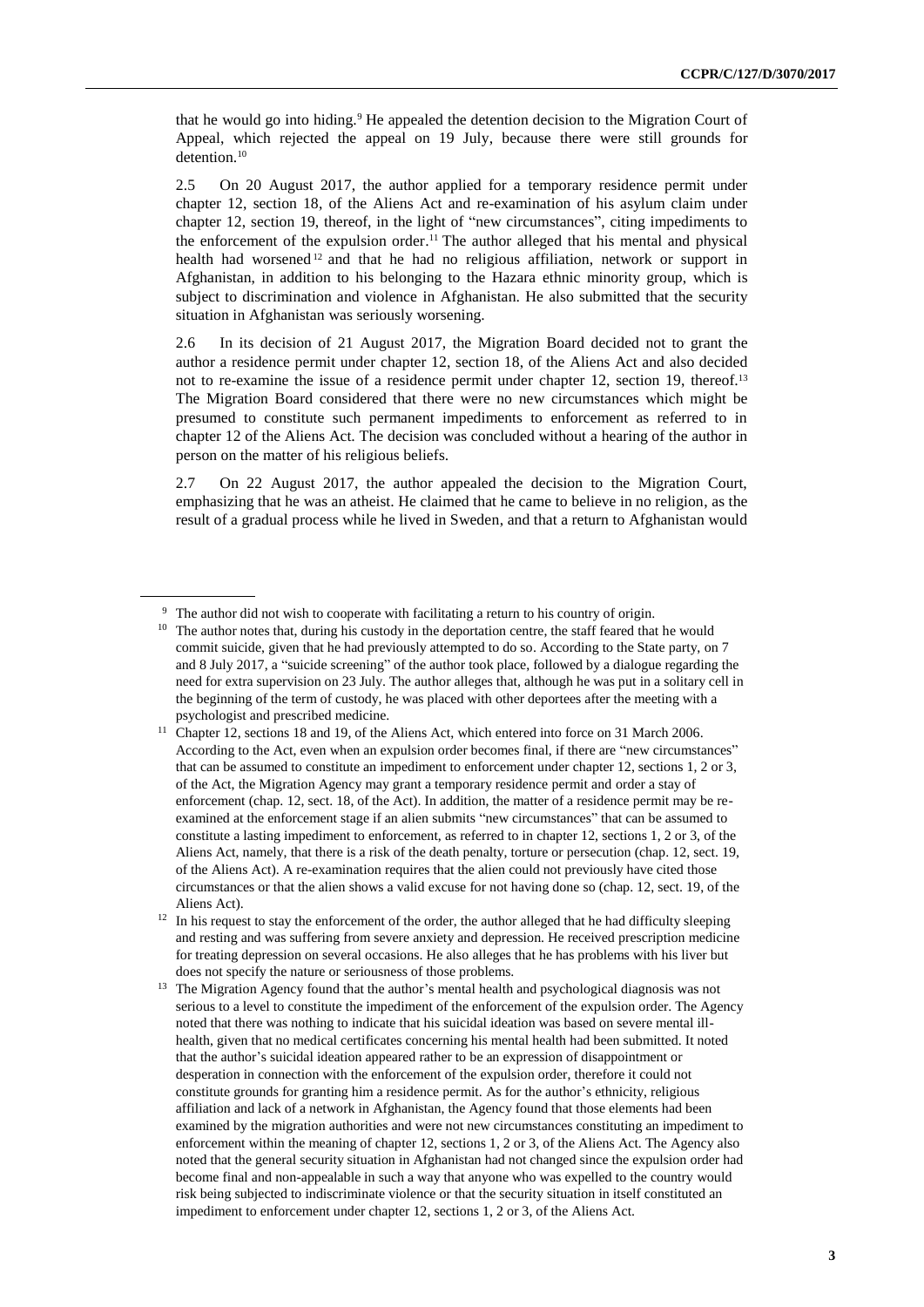that he would go into hiding.[9] He appealed the detention decision to the Migration Court of Appeal, which rejected the appeal on 19 July, because there were still grounds for detention.[10]

2.5 On 20 August 2017, the author applied for a temporary residence permit under chapter 12, section 18, of the Aliens Act and re-examination of his asylum claim under chapter 12, section 19, thereof, in the light of "new circumstances", citing impediments to the enforcement of the expulsion order.[11] The author alleged that his mental and physical health had worsened[12] and that he had no religious affiliation, network or support in Afghanistan, in addition to his belonging to the Hazara ethnic minority group, which is subject to discrimination and violence in Afghanistan. He also submitted that the security situation in Afghanistan was seriously worsening.

2.6 In its decision of 21 August 2017, the Migration Board decided not to grant the author a residence permit under chapter 12, section 18, of the Aliens Act and also decided not to re-examine the issue of a residence permit under chapter 12, section 19, thereof.[13] The Migration Board considered that there were no new circumstances which might be presumed to constitute such permanent impediments to enforcement as referred to in chapter 12 of the Aliens Act. The decision was concluded without a hearing of the author in person on the matter of his religious beliefs.

2.7 On 22 August 2017, the author appealed the decision to the Migration Court, emphasizing that he was an atheist. He claimed that he came to believe in no religion, as the result of a gradual process while he lived in Sweden, and that a return to Afghanistan would

---

[9] The author did not wish to cooperate with facilitating a return to his country of origin.

[10] The author notes that, during his custody in the deportation centre, the staff feared that he would commit suicide, given that he had previously attempted to do so. According to the State party, on 7 and 8 July 2017, a "suicide screening" of the author took place, followed by a dialogue regarding the need for extra supervision on 23 July. The author alleges that, although he was put in a solitary cell in the beginning of the term of custody, he was placed with other deportees after the meeting with a psychologist and prescribed medicine.

[11] Chapter 12, sections 18 and 19, of the Aliens Act, which entered into force on 31 March 2006. According to the Act, even when an expulsion order becomes final, if there are "new circumstances" that can be assumed to constitute an impediment to enforcement under chapter 12, sections 1, 2 or 3, of the Act, the Migration Agency may grant a temporary residence permit and order a stay of enforcement (chap. 12, sect. 18, of the Act). In addition, the matter of a residence permit may be re-examined at the enforcement stage if an alien submits "new circumstances" that can be assumed to constitute a lasting impediment to enforcement, as referred to in chapter 12, sections 1, 2 or 3, of the Aliens Act, namely, that there is a risk of the death penalty, torture or persecution (chap. 12, sect. 19, of the Aliens Act). A re-examination requires that the alien could not previously have cited those circumstances or that the alien shows a valid excuse for not having done so (chap. 12, sect. 19, of the Aliens Act).

[12] In his request to stay the enforcement of the order, the author alleged that he had difficulty sleeping and resting and was suffering from severe anxiety and depression. He received prescription medicine for treating depression on several occasions. He also alleges that he has problems with his liver but does not specify the nature or seriousness of those problems.

[13] The Migration Agency found that the author's mental health and psychological diagnosis was not serious to a level to constitute the impediment of the enforcement of the expulsion order. The Agency noted that there was nothing to indicate that his suicidal ideation was based on severe mental ill-health, given that no medical certificates concerning his mental health had been submitted. It noted that the author's suicidal ideation appeared rather to be an expression of disappointment or desperation in connection with the enforcement of the expulsion order, therefore it could not constitute grounds for granting him a residence permit. As for the author's ethnicity, religious affiliation and lack of a network in Afghanistan, the Agency found that those elements had been examined by the migration authorities and were not new circumstances constituting an impediment to enforcement within the meaning of chapter 12, sections 1, 2 or 3, of the Aliens Act. The Agency also noted that the general security situation in Afghanistan had not changed since the expulsion order had become final and non-appealable in such a way that anyone who was expelled to the country would risk being subjected to indiscriminate violence or that the security situation in itself constituted an impediment to enforcement under chapter 12, sections 1, 2 or 3, of the Aliens Act.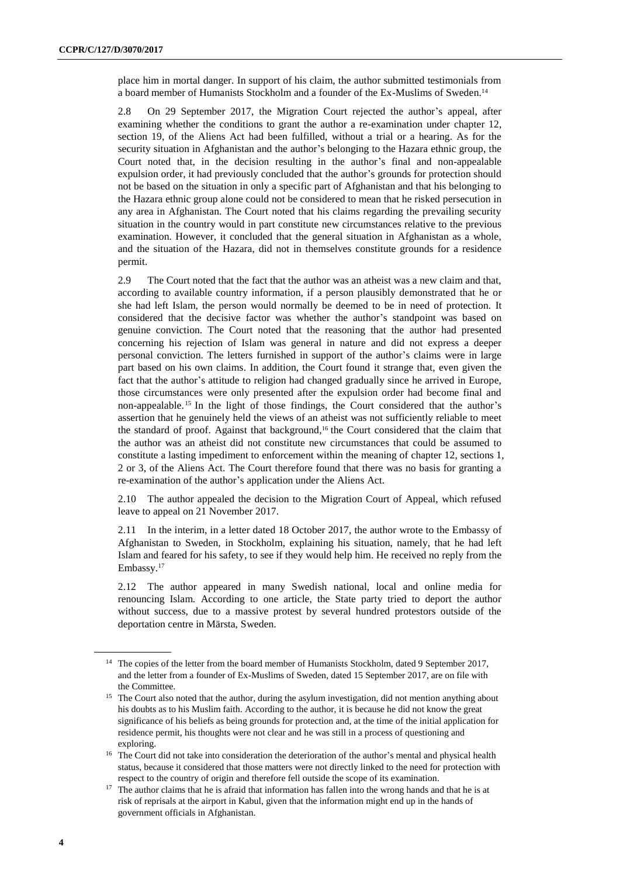place him in mortal danger. In support of his claim, the author submitted testimonials from a board member of Humanists Stockholm and a founder of the Ex-Muslims of Sweden.[14]

2.8 On 29 September 2017, the Migration Court rejected the author's appeal, after examining whether the conditions to grant the author a re-examination under chapter 12, section 19, of the Aliens Act had been fulfilled, without a trial or a hearing. As for the security situation in Afghanistan and the author's belonging to the Hazara ethnic group, the Court noted that, in the decision resulting in the author's final and non-appealable expulsion order, it had previously concluded that the author's grounds for protection should not be based on the situation in only a specific part of Afghanistan and that his belonging to the Hazara ethnic group alone could not be considered to mean that he risked persecution in any area in Afghanistan. The Court noted that his claims regarding the prevailing security situation in the country would in part constitute new circumstances relative to the previous examination. However, it concluded that the general situation in Afghanistan as a whole, and the situation of the Hazara, did not in themselves constitute grounds for a residence permit.

2.9 The Court noted that the fact that the author was an atheist was a new claim and that, according to available country information, if a person plausibly demonstrated that he or she had left Islam, the person would normally be deemed to be in need of protection. It considered that the decisive factor was whether the author's standpoint was based on genuine conviction. The Court noted that the reasoning that the author had presented concerning his rejection of Islam was general in nature and did not express a deeper personal conviction. The letters furnished in support of the author's claims were in large part based on his own claims. In addition, the Court found it strange that, even given the fact that the author's attitude to religion had changed gradually since he arrived in Europe, those circumstances were only presented after the expulsion order had become final and non-appealable.[15] In the light of those findings, the Court considered that the author's assertion that he genuinely held the views of an atheist was not sufficiently reliable to meet the standard of proof. Against that background,[16] the Court considered that the claim that the author was an atheist did not constitute new circumstances that could be assumed to constitute a lasting impediment to enforcement within the meaning of chapter 12, sections 1, 2 or 3, of the Aliens Act. The Court therefore found that there was no basis for granting a re-examination of the author's application under the Aliens Act.

2.10 The author appealed the decision to the Migration Court of Appeal, which refused leave to appeal on 21 November 2017.

2.11 In the interim, in a letter dated 18 October 2017, the author wrote to the Embassy of Afghanistan to Sweden, in Stockholm, explaining his situation, namely, that he had left Islam and feared for his safety, to see if they would help him. He received no reply from the Embassy.[17]

2.12 The author appeared in many Swedish national, local and online media for renouncing Islam. According to one article, the State party tried to deport the author without success, due to a massive protest by several hundred protestors outside of the deportation centre in Märsta, Sweden.

---

[14] The copies of the letter from the board member of Humanists Stockholm, dated 9 September 2017, and the letter from a founder of Ex-Muslims of Sweden, dated 15 September 2017, are on file with the Committee.

[15] The Court also noted that the author, during the asylum investigation, did not mention anything about his doubts as to his Muslim faith. According to the author, it is because he did not know the great significance of his beliefs as being grounds for protection and, at the time of the initial application for residence permit, his thoughts were not clear and he was still in a process of questioning and exploring.

[16] The Court did not take into consideration the deterioration of the author's mental and physical health status, because it considered that those matters were not directly linked to the need for protection with respect to the country of origin and therefore fell outside the scope of its examination.

[17] The author claims that he is afraid that information has fallen into the wrong hands and that he is at risk of reprisals at the airport in Kabul, given that the information might end up in the hands of government officials in Afghanistan.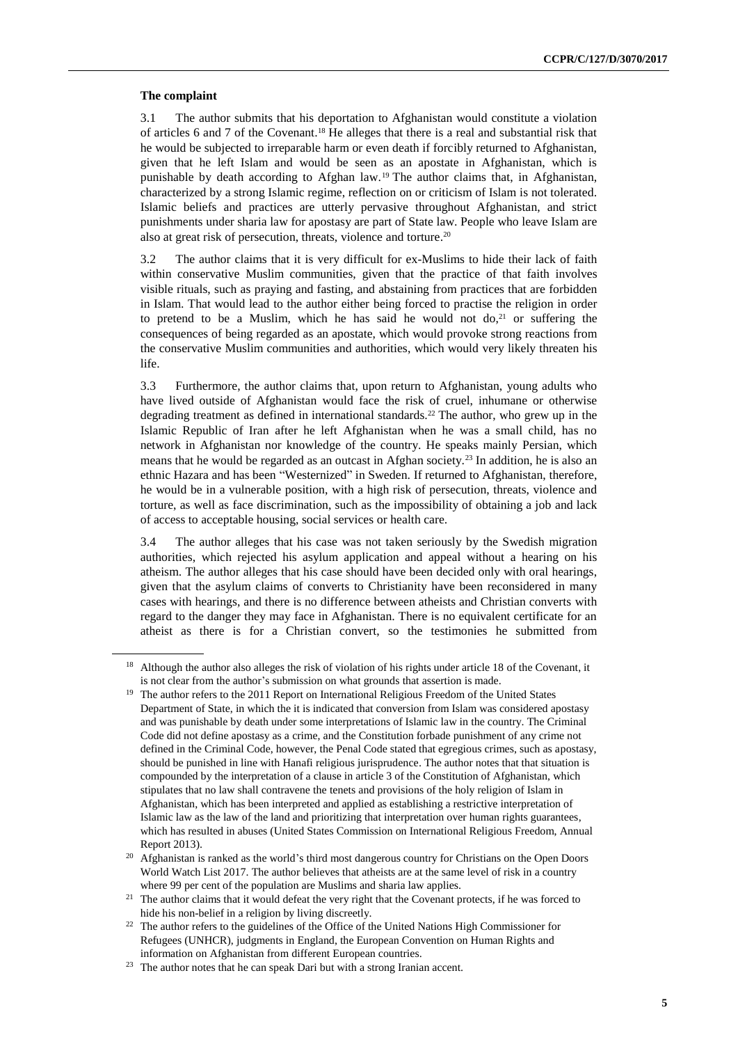**The complaint**

3.1 The author submits that his deportation to Afghanistan would constitute a violation of articles 6 and 7 of the Covenant.[18] He alleges that there is a real and substantial risk that he would be subjected to irreparable harm or even death if forcibly returned to Afghanistan, given that he left Islam and would be seen as an apostate in Afghanistan, which is punishable by death according to Afghan law.[19] The author claims that, in Afghanistan, characterized by a strong Islamic regime, reflection on or criticism of Islam is not tolerated. Islamic beliefs and practices are utterly pervasive throughout Afghanistan, and strict punishments under sharia law for apostasy are part of State law. People who leave Islam are also at great risk of persecution, threats, violence and torture.[20]

3.2 The author claims that it is very difficult for ex-Muslims to hide their lack of faith within conservative Muslim communities, given that the practice of that faith involves visible rituals, such as praying and fasting, and abstaining from practices that are forbidden in Islam. That would lead to the author either being forced to practise the religion in order to pretend to be a Muslim, which he has said he would not do,[21] or suffering the consequences of being regarded as an apostate, which would provoke strong reactions from the conservative Muslim communities and authorities, which would very likely threaten his life.

3.3 Furthermore, the author claims that, upon return to Afghanistan, young adults who have lived outside of Afghanistan would face the risk of cruel, inhumane or otherwise degrading treatment as defined in international standards.[22] The author, who grew up in the Islamic Republic of Iran after he left Afghanistan when he was a small child, has no network in Afghanistan nor knowledge of the country. He speaks mainly Persian, which means that he would be regarded as an outcast in Afghan society.[23] In addition, he is also an ethnic Hazara and has been "Westernized" in Sweden. If returned to Afghanistan, therefore, he would be in a vulnerable position, with a high risk of persecution, threats, violence and torture, as well as face discrimination, such as the impossibility of obtaining a job and lack of access to acceptable housing, social services or health care.

3.4 The author alleges that his case was not taken seriously by the Swedish migration authorities, which rejected his asylum application and appeal without a hearing on his atheism. The author alleges that his case should have been decided only with oral hearings, given that the asylum claims of converts to Christianity have been reconsidered in many cases with hearings, and there is no difference between atheists and Christian converts with regard to the danger they may face in Afghanistan. There is no equivalent certificate for an atheist as there is for a Christian convert, so the testimonies he submitted from

---

[18] Although the author also alleges the risk of violation of his rights under article 18 of the Covenant, it is not clear from the author's submission on what grounds that assertion is made.

[19] The author refers to the 2011 Report on International Religious Freedom of the United States Department of State, in which the it is indicated that conversion from Islam was considered apostasy and was punishable by death under some interpretations of Islamic law in the country. The Criminal Code did not define apostasy as a crime, and the Constitution forbade punishment of any crime not defined in the Criminal Code, however, the Penal Code stated that egregious crimes, such as apostasy, should be punished in line with Hanafi religious jurisprudence. The author notes that that situation is compounded by the interpretation of a clause in article 3 of the Constitution of Afghanistan, which stipulates that no law shall contravene the tenets and provisions of the holy religion of Islam in Afghanistan, which has been interpreted and applied as establishing a restrictive interpretation of Islamic law as the law of the land and prioritizing that interpretation over human rights guarantees, which has resulted in abuses (United States Commission on International Religious Freedom, Annual Report 2013).

[20] Afghanistan is ranked as the world's third most dangerous country for Christians on the Open Doors World Watch List 2017. The author believes that atheists are at the same level of risk in a country where 99 per cent of the population are Muslims and sharia law applies.

[21] The author claims that it would defeat the very right that the Covenant protects, if he was forced to hide his non-belief in a religion by living discreetly.

[22] The author refers to the guidelines of the Office of the United Nations High Commissioner for Refugees (UNHCR), judgments in England, the European Convention on Human Rights and information on Afghanistan from different European countries.

[23] The author notes that he can speak Dari but with a strong Iranian accent.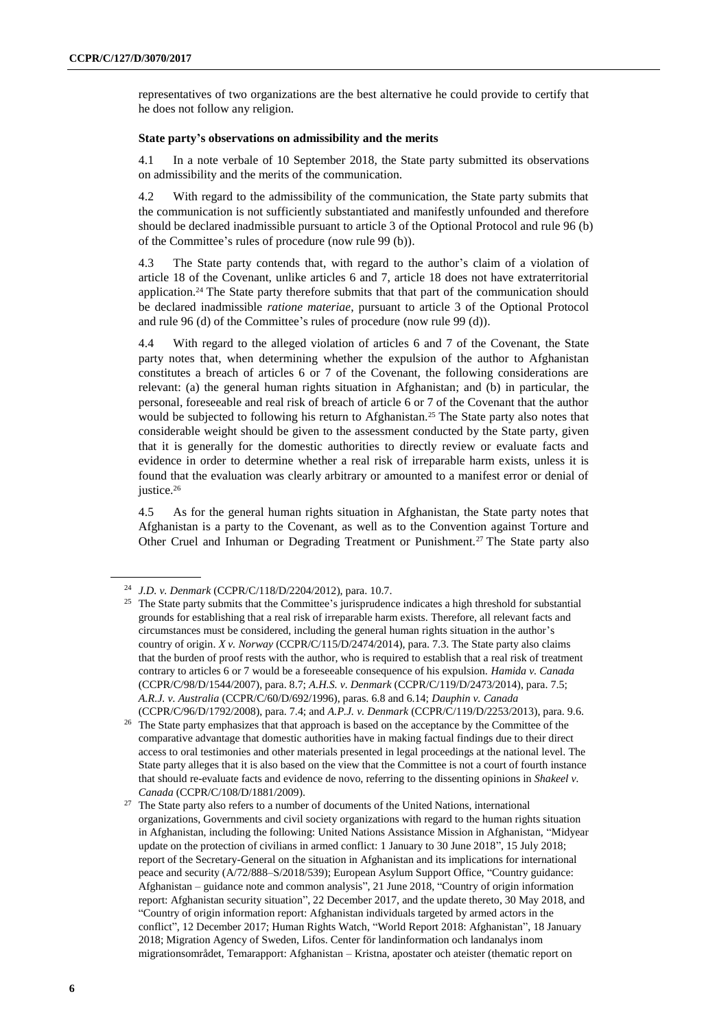representatives of two organizations are the best alternative he could provide to certify that he does not follow any religion.

### State party's observations on admissibility and the merits

4.1 In a note verbale of 10 September 2018, the State party submitted its observations on admissibility and the merits of the communication.

4.2 With regard to the admissibility of the communication, the State party submits that the communication is not sufficiently substantiated and manifestly unfounded and therefore should be declared inadmissible pursuant to article 3 of the Optional Protocol and rule 96 (b) of the Committee's rules of procedure (now rule 99 (b)).

4.3 The State party contends that, with regard to the author's claim of a violation of article 18 of the Covenant, unlike articles 6 and 7, article 18 does not have extraterritorial application.[24] The State party therefore submits that that part of the communication should be declared inadmissible *ratione materiae*, pursuant to article 3 of the Optional Protocol and rule 96 (d) of the Committee's rules of procedure (now rule 99 (d)).

4.4 With regard to the alleged violation of articles 6 and 7 of the Covenant, the State party notes that, when determining whether the expulsion of the author to Afghanistan constitutes a breach of articles 6 or 7 of the Covenant, the following considerations are relevant: (a) the general human rights situation in Afghanistan; and (b) in particular, the personal, foreseeable and real risk of breach of article 6 or 7 of the Covenant that the author would be subjected to following his return to Afghanistan.[25] The State party also notes that considerable weight should be given to the assessment conducted by the State party, given that it is generally for the domestic authorities to directly review or evaluate facts and evidence in order to determine whether a real risk of irreparable harm exists, unless it is found that the evaluation was clearly arbitrary or amounted to a manifest error or denial of justice.[26]

4.5 As for the general human rights situation in Afghanistan, the State party notes that Afghanistan is a party to the Covenant, as well as to the Convention against Torture and Other Cruel and Inhuman or Degrading Treatment or Punishment.[27] The State party also

---

[24] *J.D. v. Denmark* (CCPR/C/118/D/2204/2012), para. 10.7.

[25] The State party submits that the Committee's jurisprudence indicates a high threshold for substantial grounds for establishing that a real risk of irreparable harm exists. Therefore, all relevant facts and circumstances must be considered, including the general human rights situation in the author's country of origin. *X v. Norway* (CCPR/C/115/D/2474/2014), para. 7.3. The State party also claims that the burden of proof rests with the author, who is required to establish that a real risk of treatment contrary to articles 6 or 7 would be a foreseeable consequence of his expulsion. *Hamida v. Canada* (CCPR/C/98/D/1544/2007), para. 8.7; *A.H.S. v. Denmark* (CCPR/C/119/D/2473/2014), para. 7.5; *A.R.J. v. Australia* (CCPR/C/60/D/692/1996), paras. 6.8 and 6.14; *Dauphin v. Canada* (CCPR/C/96/D/1792/2008), para. 7.4; and *A.P.J. v. Denmark* (CCPR/C/119/D/2253/2013), para. 9.6.

[26] The State party emphasizes that that approach is based on the acceptance by the Committee of the comparative advantage that domestic authorities have in making factual findings due to their direct access to oral testimonies and other materials presented in legal proceedings at the national level. The State party alleges that it is also based on the view that the Committee is not a court of fourth instance that should re-evaluate facts and evidence de novo, referring to the dissenting opinions in *Shakeel v. Canada* (CCPR/C/108/D/1881/2009).

[27] The State party also refers to a number of documents of the United Nations, international organizations, Governments and civil society organizations with regard to the human rights situation in Afghanistan, including the following: United Nations Assistance Mission in Afghanistan, "Midyear update on the protection of civilians in armed conflict: 1 January to 30 June 2018", 15 July 2018; report of the Secretary-General on the situation in Afghanistan and its implications for international peace and security (A/72/888–S/2018/539); European Asylum Support Office, "Country guidance: Afghanistan – guidance note and common analysis", 21 June 2018, "Country of origin information report: Afghanistan security situation", 22 December 2017, and the update thereto, 30 May 2018, and "Country of origin information report: Afghanistan individuals targeted by armed actors in the conflict", 12 December 2017; Human Rights Watch, "World Report 2018: Afghanistan", 18 January 2018; Migration Agency of Sweden, Lifos. Center för landinformation och landanalys inom migrationsområdet, Temarapport: Afghanistan – Kristna, apostater och ateister (thematic report on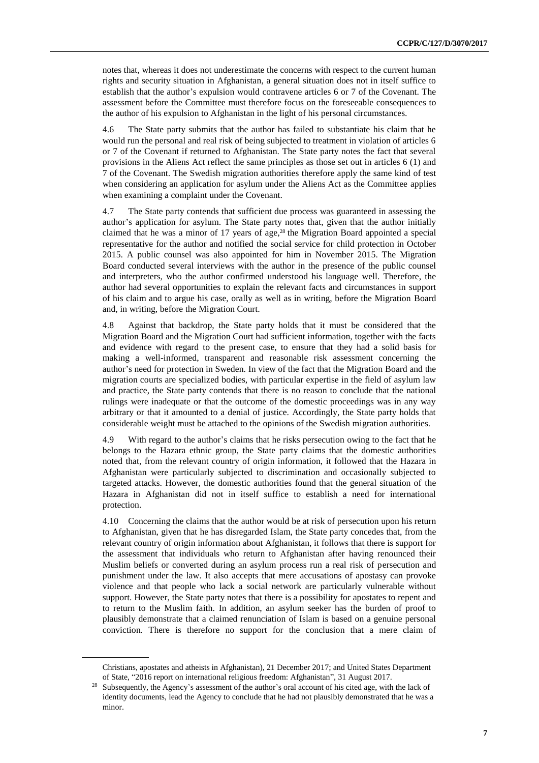notes that, whereas it does not underestimate the concerns with respect to the current human rights and security situation in Afghanistan, a general situation does not in itself suffice to establish that the author's expulsion would contravene articles 6 or 7 of the Covenant. The assessment before the Committee must therefore focus on the foreseeable consequences to the author of his expulsion to Afghanistan in the light of his personal circumstances.

4.6 The State party submits that the author has failed to substantiate his claim that he would run the personal and real risk of being subjected to treatment in violation of articles 6 or 7 of the Covenant if returned to Afghanistan. The State party notes the fact that several provisions in the Aliens Act reflect the same principles as those set out in articles 6 (1) and 7 of the Covenant. The Swedish migration authorities therefore apply the same kind of test when considering an application for asylum under the Aliens Act as the Committee applies when examining a complaint under the Covenant.

4.7 The State party contends that sufficient due process was guaranteed in assessing the author's application for asylum. The State party notes that, given that the author initially claimed that he was a minor of 17 years of age,[28] the Migration Board appointed a special representative for the author and notified the social service for child protection in October 2015. A public counsel was also appointed for him in November 2015. The Migration Board conducted several interviews with the author in the presence of the public counsel and interpreters, who the author confirmed understood his language well. Therefore, the author had several opportunities to explain the relevant facts and circumstances in support of his claim and to argue his case, orally as well as in writing, before the Migration Board and, in writing, before the Migration Court.

4.8 Against that backdrop, the State party holds that it must be considered that the Migration Board and the Migration Court had sufficient information, together with the facts and evidence with regard to the present case, to ensure that they had a solid basis for making a well-informed, transparent and reasonable risk assessment concerning the author's need for protection in Sweden. In view of the fact that the Migration Board and the migration courts are specialized bodies, with particular expertise in the field of asylum law and practice, the State party contends that there is no reason to conclude that the national rulings were inadequate or that the outcome of the domestic proceedings was in any way arbitrary or that it amounted to a denial of justice. Accordingly, the State party holds that considerable weight must be attached to the opinions of the Swedish migration authorities.

4.9 With regard to the author's claims that he risks persecution owing to the fact that he belongs to the Hazara ethnic group, the State party claims that the domestic authorities noted that, from the relevant country of origin information, it followed that the Hazara in Afghanistan were particularly subjected to discrimination and occasionally subjected to targeted attacks. However, the domestic authorities found that the general situation of the Hazara in Afghanistan did not in itself suffice to establish a need for international protection.

4.10 Concerning the claims that the author would be at risk of persecution upon his return to Afghanistan, given that he has disregarded Islam, the State party concedes that, from the relevant country of origin information about Afghanistan, it follows that there is support for the assessment that individuals who return to Afghanistan after having renounced their Muslim beliefs or converted during an asylum process run a real risk of persecution and punishment under the law. It also accepts that mere accusations of apostasy can provoke violence and that people who lack a social network are particularly vulnerable without support. However, the State party notes that there is a possibility for apostates to repent and to return to the Muslim faith. In addition, an asylum seeker has the burden of proof to plausibly demonstrate that a claimed renunciation of Islam is based on a genuine personal conviction. There is therefore no support for the conclusion that a mere claim of

---

Christians, apostates and atheists in Afghanistan), 21 December 2017; and United States Department of State, "2016 report on international religious freedom: Afghanistan", 31 August 2017.

[28] Subsequently, the Agency's assessment of the author's oral account of his cited age, with the lack of identity documents, lead the Agency to conclude that he had not plausibly demonstrated that he was a minor.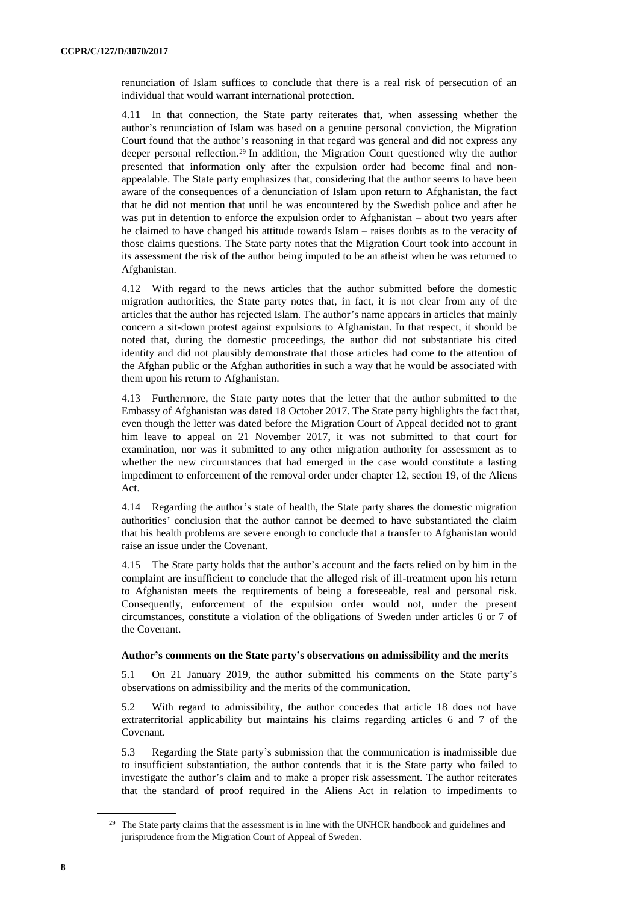renunciation of Islam suffices to conclude that there is a real risk of persecution of an individual that would warrant international protection.

4.11 In that connection, the State party reiterates that, when assessing whether the author's renunciation of Islam was based on a genuine personal conviction, the Migration Court found that the author's reasoning in that regard was general and did not express any deeper personal reflection.[29] In addition, the Migration Court questioned why the author presented that information only after the expulsion order had become final and non-appealable. The State party emphasizes that, considering that the author seems to have been aware of the consequences of a denunciation of Islam upon return to Afghanistan, the fact that he did not mention that until he was encountered by the Swedish police and after he was put in detention to enforce the expulsion order to Afghanistan – about two years after he claimed to have changed his attitude towards Islam – raises doubts as to the veracity of those claims questions. The State party notes that the Migration Court took into account in its assessment the risk of the author being imputed to be an atheist when he was returned to Afghanistan.

4.12 With regard to the news articles that the author submitted before the domestic migration authorities, the State party notes that, in fact, it is not clear from any of the articles that the author has rejected Islam. The author's name appears in articles that mainly concern a sit-down protest against expulsions to Afghanistan. In that respect, it should be noted that, during the domestic proceedings, the author did not substantiate his cited identity and did not plausibly demonstrate that those articles had come to the attention of the Afghan public or the Afghan authorities in such a way that he would be associated with them upon his return to Afghanistan.

4.13 Furthermore, the State party notes that the letter that the author submitted to the Embassy of Afghanistan was dated 18 October 2017. The State party highlights the fact that, even though the letter was dated before the Migration Court of Appeal decided not to grant him leave to appeal on 21 November 2017, it was not submitted to that court for examination, nor was it submitted to any other migration authority for assessment as to whether the new circumstances that had emerged in the case would constitute a lasting impediment to enforcement of the removal order under chapter 12, section 19, of the Aliens Act.

4.14 Regarding the author's state of health, the State party shares the domestic migration authorities' conclusion that the author cannot be deemed to have substantiated the claim that his health problems are severe enough to conclude that a transfer to Afghanistan would raise an issue under the Covenant.

4.15 The State party holds that the author's account and the facts relied on by him in the complaint are insufficient to conclude that the alleged risk of ill-treatment upon his return to Afghanistan meets the requirements of being a foreseeable, real and personal risk. Consequently, enforcement of the expulsion order would not, under the present circumstances, constitute a violation of the obligations of Sweden under articles 6 or 7 of the Covenant.

### Author's comments on the State party's observations on admissibility and the merits

5.1 On 21 January 2019, the author submitted his comments on the State party's observations on admissibility and the merits of the communication.

5.2 With regard to admissibility, the author concedes that article 18 does not have extraterritorial applicability but maintains his claims regarding articles 6 and 7 of the Covenant.

5.3 Regarding the State party's submission that the communication is inadmissible due to insufficient substantiation, the author contends that it is the State party who failed to investigate the author's claim and to make a proper risk assessment. The author reiterates that the standard of proof required in the Aliens Act in relation to impediments to

[29] The State party claims that the assessment is in line with the UNHCR handbook and guidelines and jurisprudence from the Migration Court of Appeal of Sweden.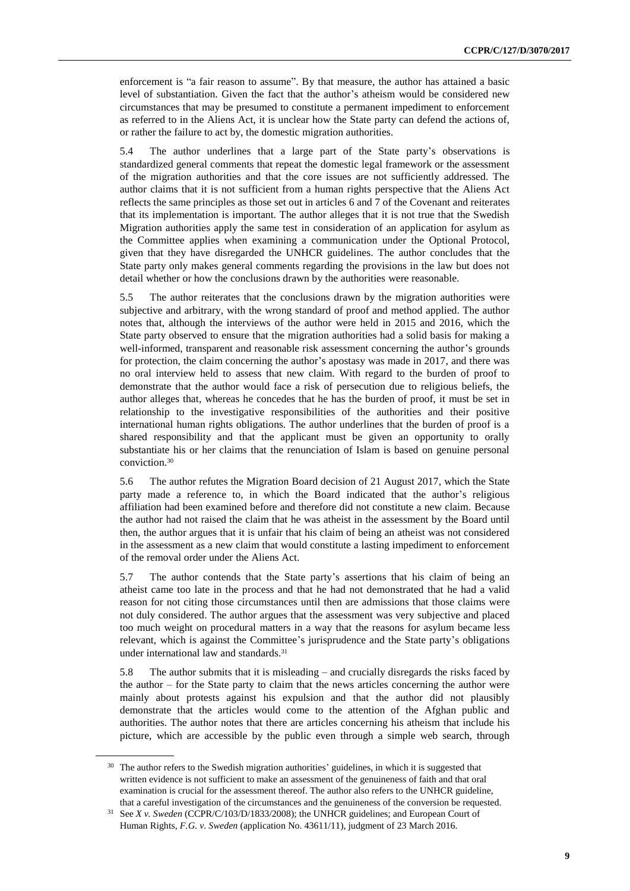enforcement is "a fair reason to assume". By that measure, the author has attained a basic level of substantiation. Given the fact that the author's atheism would be considered new circumstances that may be presumed to constitute a permanent impediment to enforcement as referred to in the Aliens Act, it is unclear how the State party can defend the actions of, or rather the failure to act by, the domestic migration authorities.

5.4 The author underlines that a large part of the State party's observations is standardized general comments that repeat the domestic legal framework or the assessment of the migration authorities and that the core issues are not sufficiently addressed. The author claims that it is not sufficient from a human rights perspective that the Aliens Act reflects the same principles as those set out in articles 6 and 7 of the Covenant and reiterates that its implementation is important. The author alleges that it is not true that the Swedish Migration authorities apply the same test in consideration of an application for asylum as the Committee applies when examining a communication under the Optional Protocol, given that they have disregarded the UNHCR guidelines. The author concludes that the State party only makes general comments regarding the provisions in the law but does not detail whether or how the conclusions drawn by the authorities were reasonable.

5.5 The author reiterates that the conclusions drawn by the migration authorities were subjective and arbitrary, with the wrong standard of proof and method applied. The author notes that, although the interviews of the author were held in 2015 and 2016, which the State party observed to ensure that the migration authorities had a solid basis for making a well-informed, transparent and reasonable risk assessment concerning the author's grounds for protection, the claim concerning the author's apostasy was made in 2017, and there was no oral interview held to assess that new claim. With regard to the burden of proof to demonstrate that the author would face a risk of persecution due to religious beliefs, the author alleges that, whereas he concedes that he has the burden of proof, it must be set in relationship to the investigative responsibilities of the authorities and their positive international human rights obligations. The author underlines that the burden of proof is a shared responsibility and that the applicant must be given an opportunity to orally substantiate his or her claims that the renunciation of Islam is based on genuine personal conviction.[30]

5.6 The author refutes the Migration Board decision of 21 August 2017, which the State party made a reference to, in which the Board indicated that the author's religious affiliation had been examined before and therefore did not constitute a new claim. Because the author had not raised the claim that he was atheist in the assessment by the Board until then, the author argues that it is unfair that his claim of being an atheist was not considered in the assessment as a new claim that would constitute a lasting impediment to enforcement of the removal order under the Aliens Act.

5.7 The author contends that the State party's assertions that his claim of being an atheist came too late in the process and that he had not demonstrated that he had a valid reason for not citing those circumstances until then are admissions that those claims were not duly considered. The author argues that the assessment was very subjective and placed too much weight on procedural matters in a way that the reasons for asylum became less relevant, which is against the Committee's jurisprudence and the State party's obligations under international law and standards.[31]

5.8 The author submits that it is misleading – and crucially disregards the risks faced by the author – for the State party to claim that the news articles concerning the author were mainly about protests against his expulsion and that the author did not plausibly demonstrate that the articles would come to the attention of the Afghan public and authorities. The author notes that there are articles concerning his atheism that include his picture, which are accessible by the public even through a simple web search, through

---

[30] The author refers to the Swedish migration authorities' guidelines, in which it is suggested that written evidence is not sufficient to make an assessment of the genuineness of faith and that oral examination is crucial for the assessment thereof. The author also refers to the UNHCR guideline, that a careful investigation of the circumstances and the genuineness of the conversion be requested.

[31] See *X v. Sweden* (CCPR/C/103/D/1833/2008); the UNHCR guidelines; and European Court of Human Rights, *F.G. v. Sweden* (application No. 43611/11), judgment of 23 March 2016.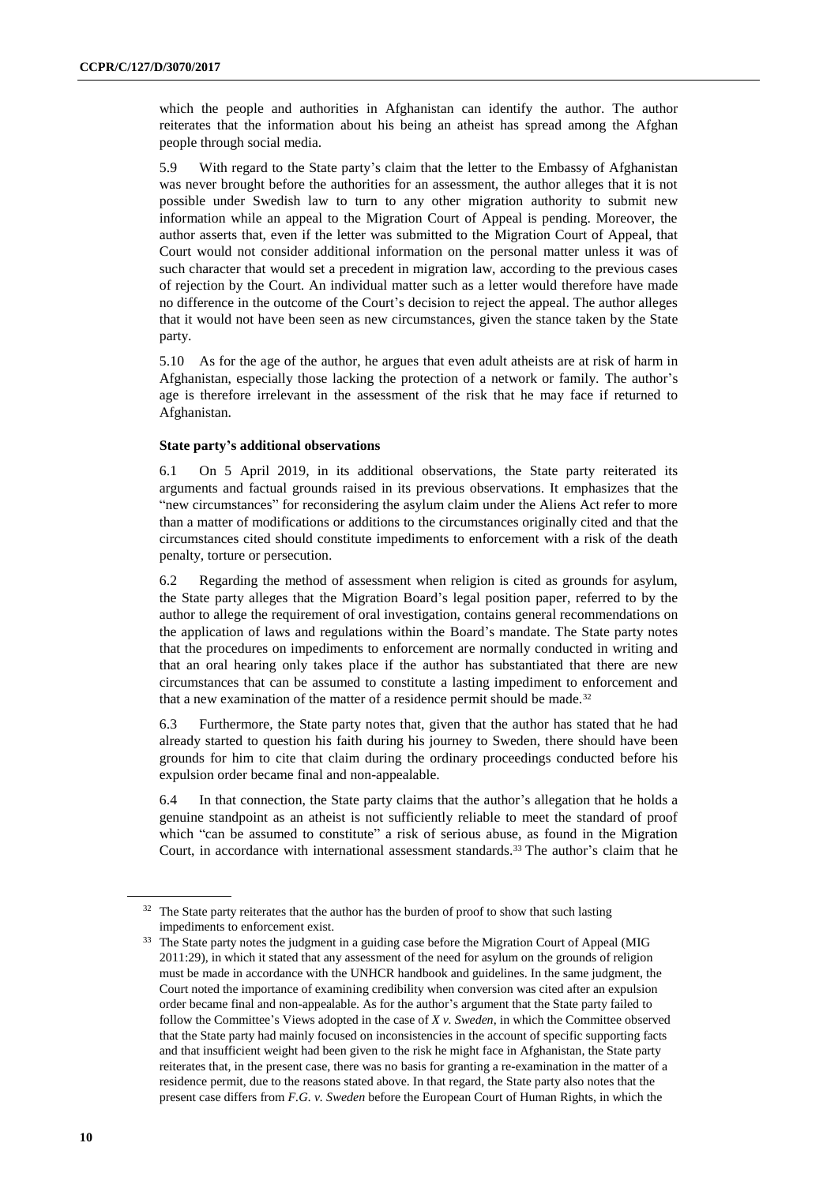which the people and authorities in Afghanistan can identify the author. The author reiterates that the information about his being an atheist has spread among the Afghan people through social media.

5.9 With regard to the State party's claim that the letter to the Embassy of Afghanistan was never brought before the authorities for an assessment, the author alleges that it is not possible under Swedish law to turn to any other migration authority to submit new information while an appeal to the Migration Court of Appeal is pending. Moreover, the author asserts that, even if the letter was submitted to the Migration Court of Appeal, that Court would not consider additional information on the personal matter unless it was of such character that would set a precedent in migration law, according to the previous cases of rejection by the Court. An individual matter such as a letter would therefore have made no difference in the outcome of the Court's decision to reject the appeal. The author alleges that it would not have been seen as new circumstances, given the stance taken by the State party.

5.10 As for the age of the author, he argues that even adult atheists are at risk of harm in Afghanistan, especially those lacking the protection of a network or family. The author's age is therefore irrelevant in the assessment of the risk that he may face if returned to Afghanistan.

### State party's additional observations

6.1 On 5 April 2019, in its additional observations, the State party reiterated its arguments and factual grounds raised in its previous observations. It emphasizes that the "new circumstances" for reconsidering the asylum claim under the Aliens Act refer to more than a matter of modifications or additions to the circumstances originally cited and that the circumstances cited should constitute impediments to enforcement with a risk of the death penalty, torture or persecution.

6.2 Regarding the method of assessment when religion is cited as grounds for asylum, the State party alleges that the Migration Board's legal position paper, referred to by the author to allege the requirement of oral investigation, contains general recommendations on the application of laws and regulations within the Board's mandate. The State party notes that the procedures on impediments to enforcement are normally conducted in writing and that an oral hearing only takes place if the author has substantiated that there are new circumstances that can be assumed to constitute a lasting impediment to enforcement and that a new examination of the matter of a residence permit should be made.[32]

6.3 Furthermore, the State party notes that, given that the author has stated that he had already started to question his faith during his journey to Sweden, there should have been grounds for him to cite that claim during the ordinary proceedings conducted before his expulsion order became final and non-appealable.

6.4 In that connection, the State party claims that the author's allegation that he holds a genuine standpoint as an atheist is not sufficiently reliable to meet the standard of proof which "can be assumed to constitute" a risk of serious abuse, as found in the Migration Court, in accordance with international assessment standards.[33] The author's claim that he

---

[32] The State party reiterates that the author has the burden of proof to show that such lasting impediments to enforcement exist.

[33] The State party notes the judgment in a guiding case before the Migration Court of Appeal (MIG 2011:29), in which it stated that any assessment of the need for asylum on the grounds of religion must be made in accordance with the UNHCR handbook and guidelines. In the same judgment, the Court noted the importance of examining credibility when conversion was cited after an expulsion order became final and non-appealable. As for the author's argument that the State party failed to follow the Committee's Views adopted in the case of *X v. Sweden*, in which the Committee observed that the State party had mainly focused on inconsistencies in the account of specific supporting facts and that insufficient weight had been given to the risk he might face in Afghanistan, the State party reiterates that, in the present case, there was no basis for granting a re-examination in the matter of a residence permit, due to the reasons stated above. In that regard, the State party also notes that the present case differs from *F.G. v. Sweden* before the European Court of Human Rights, in which the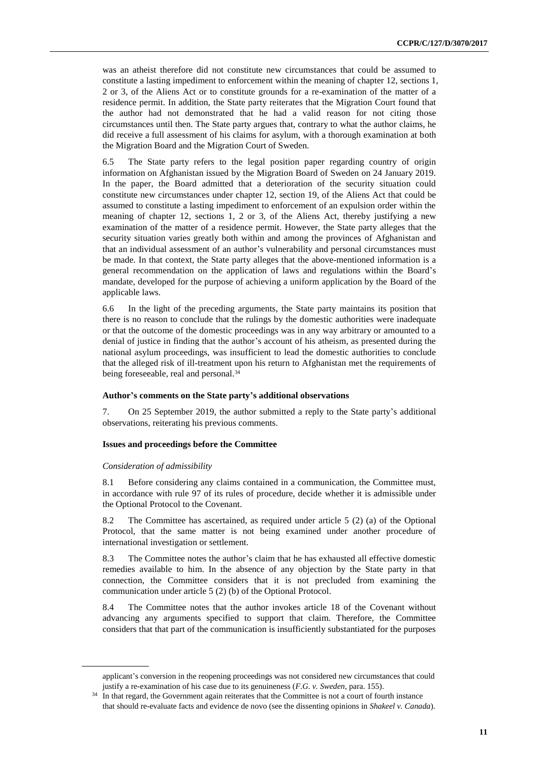was an atheist therefore did not constitute new circumstances that could be assumed to constitute a lasting impediment to enforcement within the meaning of chapter 12, sections 1, 2 or 3, of the Aliens Act or to constitute grounds for a re-examination of the matter of a residence permit. In addition, the State party reiterates that the Migration Court found that the author had not demonstrated that he had a valid reason for not citing those circumstances until then. The State party argues that, contrary to what the author claims, he did receive a full assessment of his claims for asylum, with a thorough examination at both the Migration Board and the Migration Court of Sweden.

6.5 The State party refers to the legal position paper regarding country of origin information on Afghanistan issued by the Migration Board of Sweden on 24 January 2019. In the paper, the Board admitted that a deterioration of the security situation could constitute new circumstances under chapter 12, section 19, of the Aliens Act that could be assumed to constitute a lasting impediment to enforcement of an expulsion order within the meaning of chapter 12, sections 1, 2 or 3, of the Aliens Act, thereby justifying a new examination of the matter of a residence permit. However, the State party alleges that the security situation varies greatly both within and among the provinces of Afghanistan and that an individual assessment of an author's vulnerability and personal circumstances must be made. In that context, the State party alleges that the above-mentioned information is a general recommendation on the application of laws and regulations within the Board's mandate, developed for the purpose of achieving a uniform application by the Board of the applicable laws.

6.6 In the light of the preceding arguments, the State party maintains its position that there is no reason to conclude that the rulings by the domestic authorities were inadequate or that the outcome of the domestic proceedings was in any way arbitrary or amounted to a denial of justice in finding that the author's account of his atheism, as presented during the national asylum proceedings, was insufficient to lead the domestic authorities to conclude that the alleged risk of ill-treatment upon his return to Afghanistan met the requirements of being foreseeable, real and personal.[34]

#### Author's comments on the State party's additional observations

7. On 25 September 2019, the author submitted a reply to the State party's additional observations, reiterating his previous comments.

#### Issues and proceedings before the Committee

*Consideration of admissibility*

8.1 Before considering any claims contained in a communication, the Committee must, in accordance with rule 97 of its rules of procedure, decide whether it is admissible under the Optional Protocol to the Covenant.

8.2 The Committee has ascertained, as required under article 5 (2) (a) of the Optional Protocol, that the same matter is not being examined under another procedure of international investigation or settlement.

8.3 The Committee notes the author's claim that he has exhausted all effective domestic remedies available to him. In the absence of any objection by the State party in that connection, the Committee considers that it is not precluded from examining the communication under article 5 (2) (b) of the Optional Protocol.

8.4 The Committee notes that the author invokes article 18 of the Covenant without advancing any arguments specified to support that claim. Therefore, the Committee considers that that part of the communication is insufficiently substantiated for the purposes

---

applicant's conversion in the reopening proceedings was not considered new circumstances that could justify a re-examination of his case due to its genuineness (*F.G. v. Sweden*, para. 155).

[34] In that regard, the Government again reiterates that the Committee is not a court of fourth instance that should re-evaluate facts and evidence de novo (see the dissenting opinions in *Shakeel v. Canada*).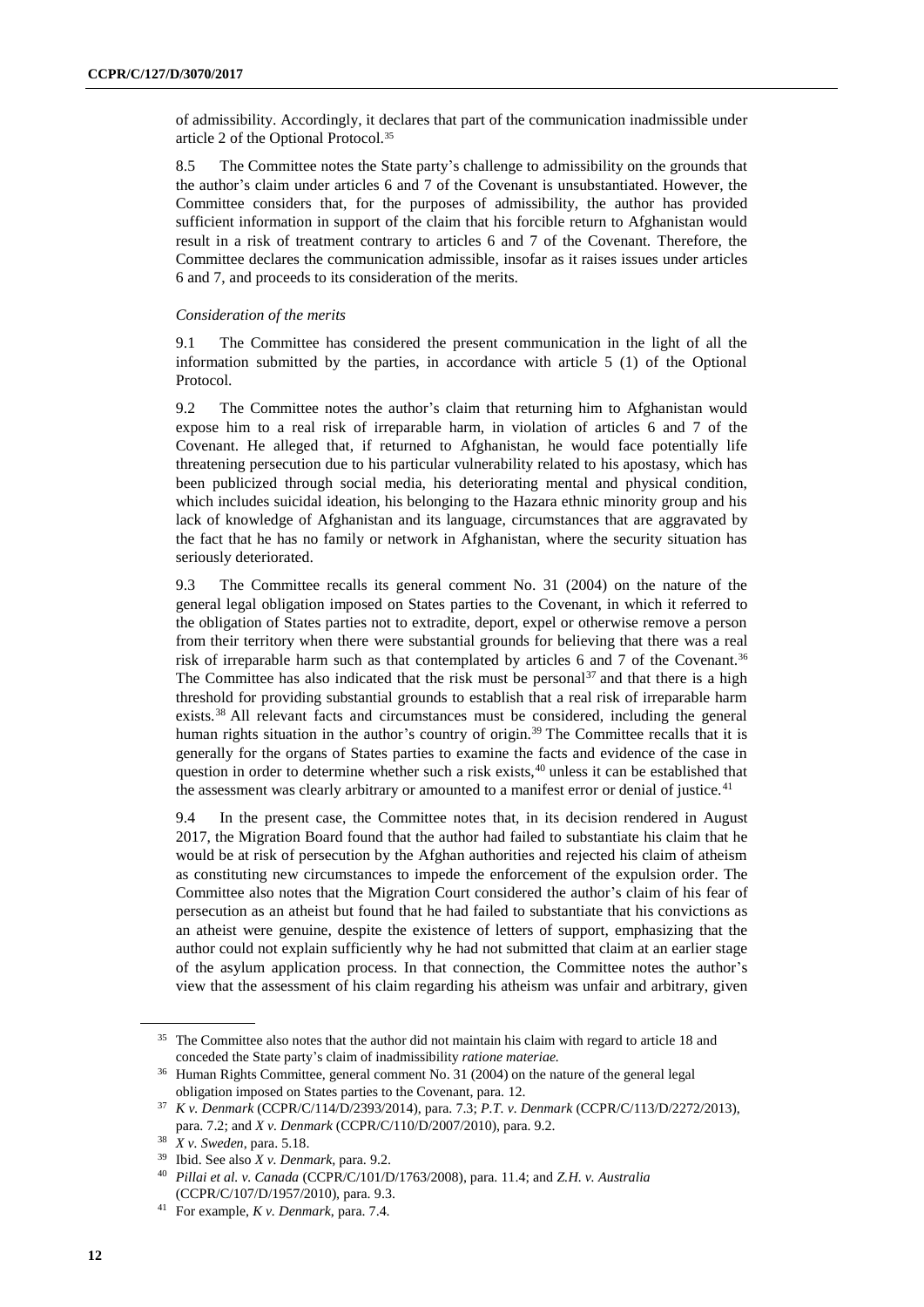of admissibility. Accordingly, it declares that part of the communication inadmissible under article 2 of the Optional Protocol.[35]

8.5 The Committee notes the State party's challenge to admissibility on the grounds that the author's claim under articles 6 and 7 of the Covenant is unsubstantiated. However, the Committee considers that, for the purposes of admissibility, the author has provided sufficient information in support of the claim that his forcible return to Afghanistan would result in a risk of treatment contrary to articles 6 and 7 of the Covenant. Therefore, the Committee declares the communication admissible, insofar as it raises issues under articles 6 and 7, and proceeds to its consideration of the merits.

*Consideration of the merits*

9.1 The Committee has considered the present communication in the light of all the information submitted by the parties, in accordance with article 5 (1) of the Optional Protocol.

9.2 The Committee notes the author's claim that returning him to Afghanistan would expose him to a real risk of irreparable harm, in violation of articles 6 and 7 of the Covenant. He alleged that, if returned to Afghanistan, he would face potentially life threatening persecution due to his particular vulnerability related to his apostasy, which has been publicized through social media, his deteriorating mental and physical condition, which includes suicidal ideation, his belonging to the Hazara ethnic minority group and his lack of knowledge of Afghanistan and its language, circumstances that are aggravated by the fact that he has no family or network in Afghanistan, where the security situation has seriously deteriorated.

9.3 The Committee recalls its general comment No. 31 (2004) on the nature of the general legal obligation imposed on States parties to the Covenant, in which it referred to the obligation of States parties not to extradite, deport, expel or otherwise remove a person from their territory when there were substantial grounds for believing that there was a real risk of irreparable harm such as that contemplated by articles 6 and 7 of the Covenant.[36] The Committee has also indicated that the risk must be personal[37] and that there is a high threshold for providing substantial grounds to establish that a real risk of irreparable harm exists.[38] All relevant facts and circumstances must be considered, including the general human rights situation in the author's country of origin.[39] The Committee recalls that it is generally for the organs of States parties to examine the facts and evidence of the case in question in order to determine whether such a risk exists,[40] unless it can be established that the assessment was clearly arbitrary or amounted to a manifest error or denial of justice.[41]

9.4 In the present case, the Committee notes that, in its decision rendered in August 2017, the Migration Board found that the author had failed to substantiate his claim that he would be at risk of persecution by the Afghan authorities and rejected his claim of atheism as constituting new circumstances to impede the enforcement of the expulsion order. The Committee also notes that the Migration Court considered the author's claim of his fear of persecution as an atheist but found that he had failed to substantiate that his convictions as an atheist were genuine, despite the existence of letters of support, emphasizing that the author could not explain sufficiently why he had not submitted that claim at an earlier stage of the asylum application process. In that connection, the Committee notes the author's view that the assessment of his claim regarding his atheism was unfair and arbitrary, given

---

[35] The Committee also notes that the author did not maintain his claim with regard to article 18 and conceded the State party's claim of inadmissibility *ratione materiae.*

[36] Human Rights Committee, general comment No. 31 (2004) on the nature of the general legal obligation imposed on States parties to the Covenant, para. 12.

[37] *K v. Denmark* (CCPR/C/114/D/2393/2014), para. 7.3; *P.T. v. Denmark* (CCPR/C/113/D/2272/2013), para. 7.2; and *X v. Denmark* (CCPR/C/110/D/2007/2010), para. 9.2.

[38] *X v. Sweden*, para. 5.18.

[39] Ibid. See also *X v. Denmark*, para. 9.2.

[40] *Pillai et al. v. Canada* (CCPR/C/101/D/1763/2008), para. 11.4; and *Z.H. v. Australia* (CCPR/C/107/D/1957/2010), para. 9.3.

[41] For example, *K v. Denmark*, para. 7.4.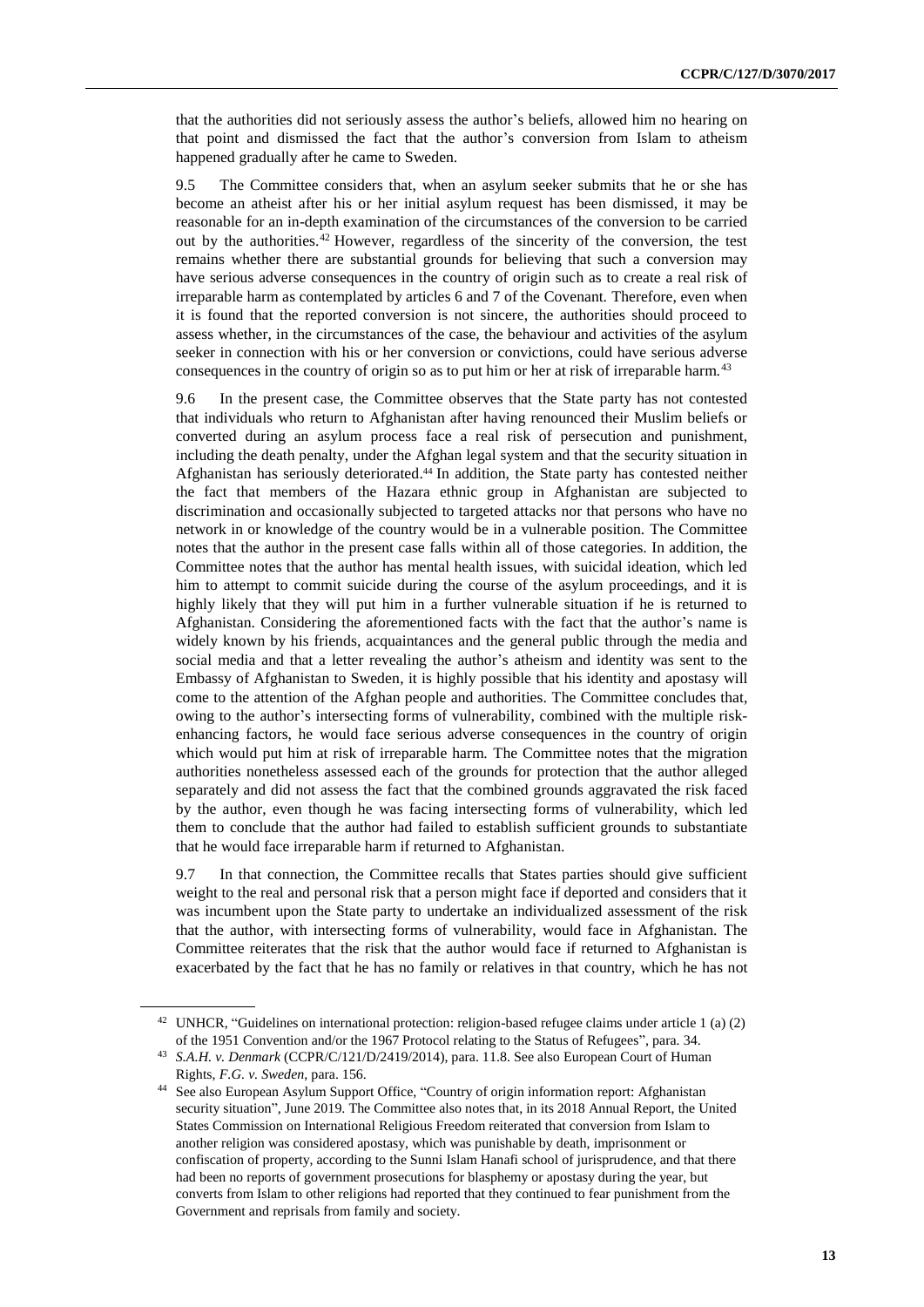that the authorities did not seriously assess the author's beliefs, allowed him no hearing on that point and dismissed the fact that the author's conversion from Islam to atheism happened gradually after he came to Sweden.

9.5 The Committee considers that, when an asylum seeker submits that he or she has become an atheist after his or her initial asylum request has been dismissed, it may be reasonable for an in-depth examination of the circumstances of the conversion to be carried out by the authorities.[42] However, regardless of the sincerity of the conversion, the test remains whether there are substantial grounds for believing that such a conversion may have serious adverse consequences in the country of origin such as to create a real risk of irreparable harm as contemplated by articles 6 and 7 of the Covenant. Therefore, even when it is found that the reported conversion is not sincere, the authorities should proceed to assess whether, in the circumstances of the case, the behaviour and activities of the asylum seeker in connection with his or her conversion or convictions, could have serious adverse consequences in the country of origin so as to put him or her at risk of irreparable harm.[43]

9.6 In the present case, the Committee observes that the State party has not contested that individuals who return to Afghanistan after having renounced their Muslim beliefs or converted during an asylum process face a real risk of persecution and punishment, including the death penalty, under the Afghan legal system and that the security situation in Afghanistan has seriously deteriorated.[44] In addition, the State party has contested neither the fact that members of the Hazara ethnic group in Afghanistan are subjected to discrimination and occasionally subjected to targeted attacks nor that persons who have no network in or knowledge of the country would be in a vulnerable position. The Committee notes that the author in the present case falls within all of those categories. In addition, the Committee notes that the author has mental health issues, with suicidal ideation, which led him to attempt to commit suicide during the course of the asylum proceedings, and it is highly likely that they will put him in a further vulnerable situation if he is returned to Afghanistan. Considering the aforementioned facts with the fact that the author's name is widely known by his friends, acquaintances and the general public through the media and social media and that a letter revealing the author's atheism and identity was sent to the Embassy of Afghanistan to Sweden, it is highly possible that his identity and apostasy will come to the attention of the Afghan people and authorities. The Committee concludes that, owing to the author's intersecting forms of vulnerability, combined with the multiple risk-enhancing factors, he would face serious adverse consequences in the country of origin which would put him at risk of irreparable harm. The Committee notes that the migration authorities nonetheless assessed each of the grounds for protection that the author alleged separately and did not assess the fact that the combined grounds aggravated the risk faced by the author, even though he was facing intersecting forms of vulnerability, which led them to conclude that the author had failed to establish sufficient grounds to substantiate that he would face irreparable harm if returned to Afghanistan.

9.7 In that connection, the Committee recalls that States parties should give sufficient weight to the real and personal risk that a person might face if deported and considers that it was incumbent upon the State party to undertake an individualized assessment of the risk that the author, with intersecting forms of vulnerability, would face in Afghanistan. The Committee reiterates that the risk that the author would face if returned to Afghanistan is exacerbated by the fact that he has no family or relatives in that country, which he has not

---

[42] UNHCR, "Guidelines on international protection: religion-based refugee claims under article 1 (a) (2) of the 1951 Convention and/or the 1967 Protocol relating to the Status of Refugees", para. 34.

[43] *S.A.H. v. Denmark* (CCPR/C/121/D/2419/2014), para. 11.8. See also European Court of Human Rights, *F.G. v. Sweden*, para. 156.

[44] See also European Asylum Support Office, "Country of origin information report: Afghanistan security situation", June 2019. The Committee also notes that, in its 2018 Annual Report, the United States Commission on International Religious Freedom reiterated that conversion from Islam to another religion was considered apostasy, which was punishable by death, imprisonment or confiscation of property, according to the Sunni Islam Hanafi school of jurisprudence, and that there had been no reports of government prosecutions for blasphemy or apostasy during the year, but converts from Islam to other religions had reported that they continued to fear punishment from the Government and reprisals from family and society.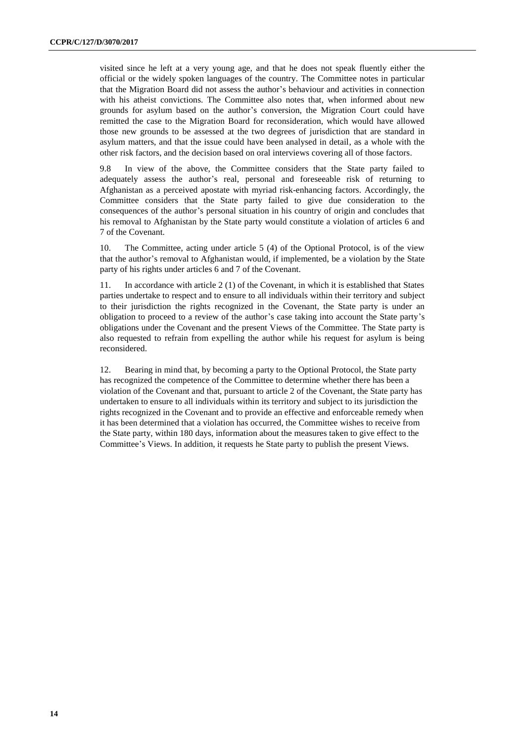visited since he left at a very young age, and that he does not speak fluently either the official or the widely spoken languages of the country. The Committee notes in particular that the Migration Board did not assess the author's behaviour and activities in connection with his atheist convictions. The Committee also notes that, when informed about new grounds for asylum based on the author's conversion, the Migration Court could have remitted the case to the Migration Board for reconsideration, which would have allowed those new grounds to be assessed at the two degrees of jurisdiction that are standard in asylum matters, and that the issue could have been analysed in detail, as a whole with the other risk factors, and the decision based on oral interviews covering all of those factors.

9.8 In view of the above, the Committee considers that the State party failed to adequately assess the author's real, personal and foreseeable risk of returning to Afghanistan as a perceived apostate with myriad risk-enhancing factors. Accordingly, the Committee considers that the State party failed to give due consideration to the consequences of the author's personal situation in his country of origin and concludes that his removal to Afghanistan by the State party would constitute a violation of articles 6 and 7 of the Covenant.

10. The Committee, acting under article 5 (4) of the Optional Protocol, is of the view that the author's removal to Afghanistan would, if implemented, be a violation by the State party of his rights under articles 6 and 7 of the Covenant.

11. In accordance with article 2 (1) of the Covenant, in which it is established that States parties undertake to respect and to ensure to all individuals within their territory and subject to their jurisdiction the rights recognized in the Covenant, the State party is under an obligation to proceed to a review of the author's case taking into account the State party's obligations under the Covenant and the present Views of the Committee. The State party is also requested to refrain from expelling the author while his request for asylum is being reconsidered.

12. Bearing in mind that, by becoming a party to the Optional Protocol, the State party has recognized the competence of the Committee to determine whether there has been a violation of the Covenant and that, pursuant to article 2 of the Covenant, the State party has undertaken to ensure to all individuals within its territory and subject to its jurisdiction the rights recognized in the Covenant and to provide an effective and enforceable remedy when it has been determined that a violation has occurred, the Committee wishes to receive from the State party, within 180 days, information about the measures taken to give effect to the Committee's Views. In addition, it requests he State party to publish the present Views.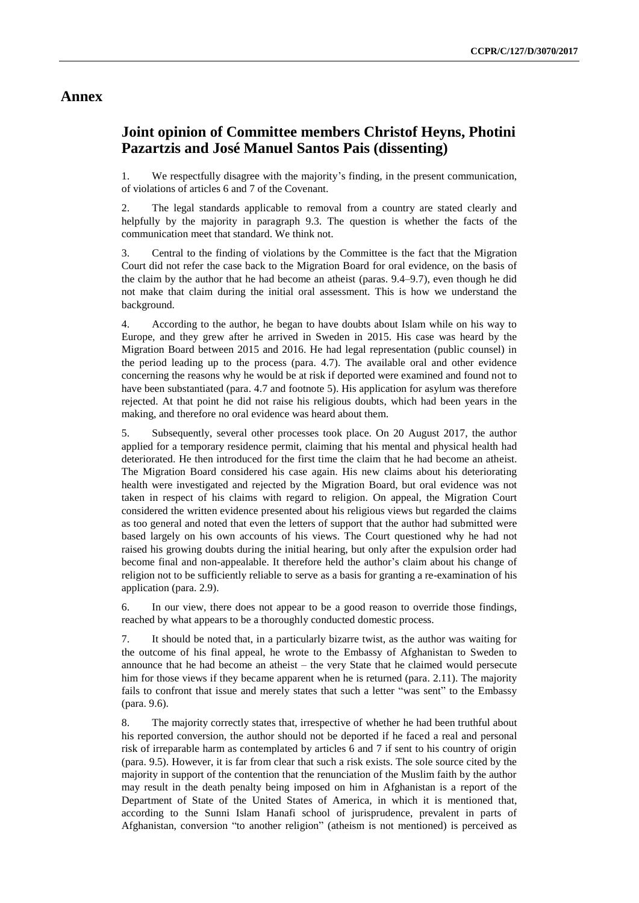## Annex

### Joint opinion of Committee members Christof Heyns, Photini Pazartzis and José Manuel Santos Pais (dissenting)

1. We respectfully disagree with the majority's finding, in the present communication, of violations of articles 6 and 7 of the Covenant.

2. The legal standards applicable to removal from a country are stated clearly and helpfully by the majority in paragraph 9.3. The question is whether the facts of the communication meet that standard. We think not.

3. Central to the finding of violations by the Committee is the fact that the Migration Court did not refer the case back to the Migration Board for oral evidence, on the basis of the claim by the author that he had become an atheist (paras. 9.4–9.7), even though he did not make that claim during the initial oral assessment. This is how we understand the background.

4. According to the author, he began to have doubts about Islam while on his way to Europe, and they grew after he arrived in Sweden in 2015. His case was heard by the Migration Board between 2015 and 2016. He had legal representation (public counsel) in the period leading up to the process (para. 4.7). The available oral and other evidence concerning the reasons why he would be at risk if deported were examined and found not to have been substantiated (para. 4.7 and footnote 5). His application for asylum was therefore rejected. At that point he did not raise his religious doubts, which had been years in the making, and therefore no oral evidence was heard about them.

5. Subsequently, several other processes took place. On 20 August 2017, the author applied for a temporary residence permit, claiming that his mental and physical health had deteriorated. He then introduced for the first time the claim that he had become an atheist. The Migration Board considered his case again. His new claims about his deteriorating health were investigated and rejected by the Migration Board, but oral evidence was not taken in respect of his claims with regard to religion. On appeal, the Migration Court considered the written evidence presented about his religious views but regarded the claims as too general and noted that even the letters of support that the author had submitted were based largely on his own accounts of his views. The Court questioned why he had not raised his growing doubts during the initial hearing, but only after the expulsion order had become final and non-appealable. It therefore held the author's claim about his change of religion not to be sufficiently reliable to serve as a basis for granting a re-examination of his application (para. 2.9).

6. In our view, there does not appear to be a good reason to override those findings, reached by what appears to be a thoroughly conducted domestic process.

7. It should be noted that, in a particularly bizarre twist, as the author was waiting for the outcome of his final appeal, he wrote to the Embassy of Afghanistan to Sweden to announce that he had become an atheist – the very State that he claimed would persecute him for those views if they became apparent when he is returned (para. 2.11). The majority fails to confront that issue and merely states that such a letter "was sent" to the Embassy (para. 9.6).

8. The majority correctly states that, irrespective of whether he had been truthful about his reported conversion, the author should not be deported if he faced a real and personal risk of irreparable harm as contemplated by articles 6 and 7 if sent to his country of origin (para. 9.5). However, it is far from clear that such a risk exists. The sole source cited by the majority in support of the contention that the renunciation of the Muslim faith by the author may result in the death penalty being imposed on him in Afghanistan is a report of the Department of State of the United States of America, in which it is mentioned that, according to the Sunni Islam Hanafi school of jurisprudence, prevalent in parts of Afghanistan, conversion "to another religion" (atheism is not mentioned) is perceived as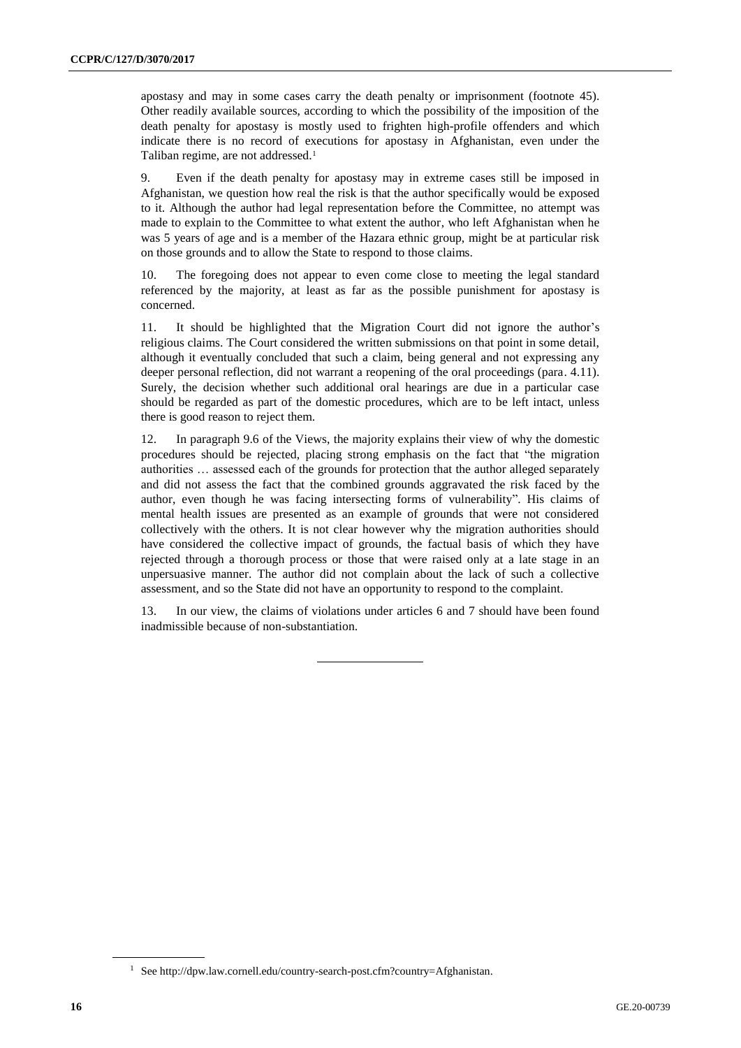apostasy and may in some cases carry the death penalty or imprisonment (footnote 45). Other readily available sources, according to which the possibility of the imposition of the death penalty for apostasy is mostly used to frighten high-profile offenders and which indicate there is no record of executions for apostasy in Afghanistan, even under the Taliban regime, are not addressed.[1]

9. Even if the death penalty for apostasy may in extreme cases still be imposed in Afghanistan, we question how real the risk is that the author specifically would be exposed to it. Although the author had legal representation before the Committee, no attempt was made to explain to the Committee to what extent the author, who left Afghanistan when he was 5 years of age and is a member of the Hazara ethnic group, might be at particular risk on those grounds and to allow the State to respond to those claims.

10. The foregoing does not appear to even come close to meeting the legal standard referenced by the majority, at least as far as the possible punishment for apostasy is concerned.

11. It should be highlighted that the Migration Court did not ignore the author's religious claims. The Court considered the written submissions on that point in some detail, although it eventually concluded that such a claim, being general and not expressing any deeper personal reflection, did not warrant a reopening of the oral proceedings (para. 4.11). Surely, the decision whether such additional oral hearings are due in a particular case should be regarded as part of the domestic procedures, which are to be left intact, unless there is good reason to reject them.

12. In paragraph 9.6 of the Views, the majority explains their view of why the domestic procedures should be rejected, placing strong emphasis on the fact that "the migration authorities … assessed each of the grounds for protection that the author alleged separately and did not assess the fact that the combined grounds aggravated the risk faced by the author, even though he was facing intersecting forms of vulnerability". His claims of mental health issues are presented as an example of grounds that were not considered collectively with the others. It is not clear however why the migration authorities should have considered the collective impact of grounds, the factual basis of which they have rejected through a thorough process or those that were raised only at a late stage in an unpersuasive manner. The author did not complain about the lack of such a collective assessment, and so the State did not have an opportunity to respond to the complaint.

13. In our view, the claims of violations under articles 6 and 7 should have been found inadmissible because of non-substantiation.

---

[1] See http://dpw.law.cornell.edu/country-search-post.cfm?country=Afghanistan.